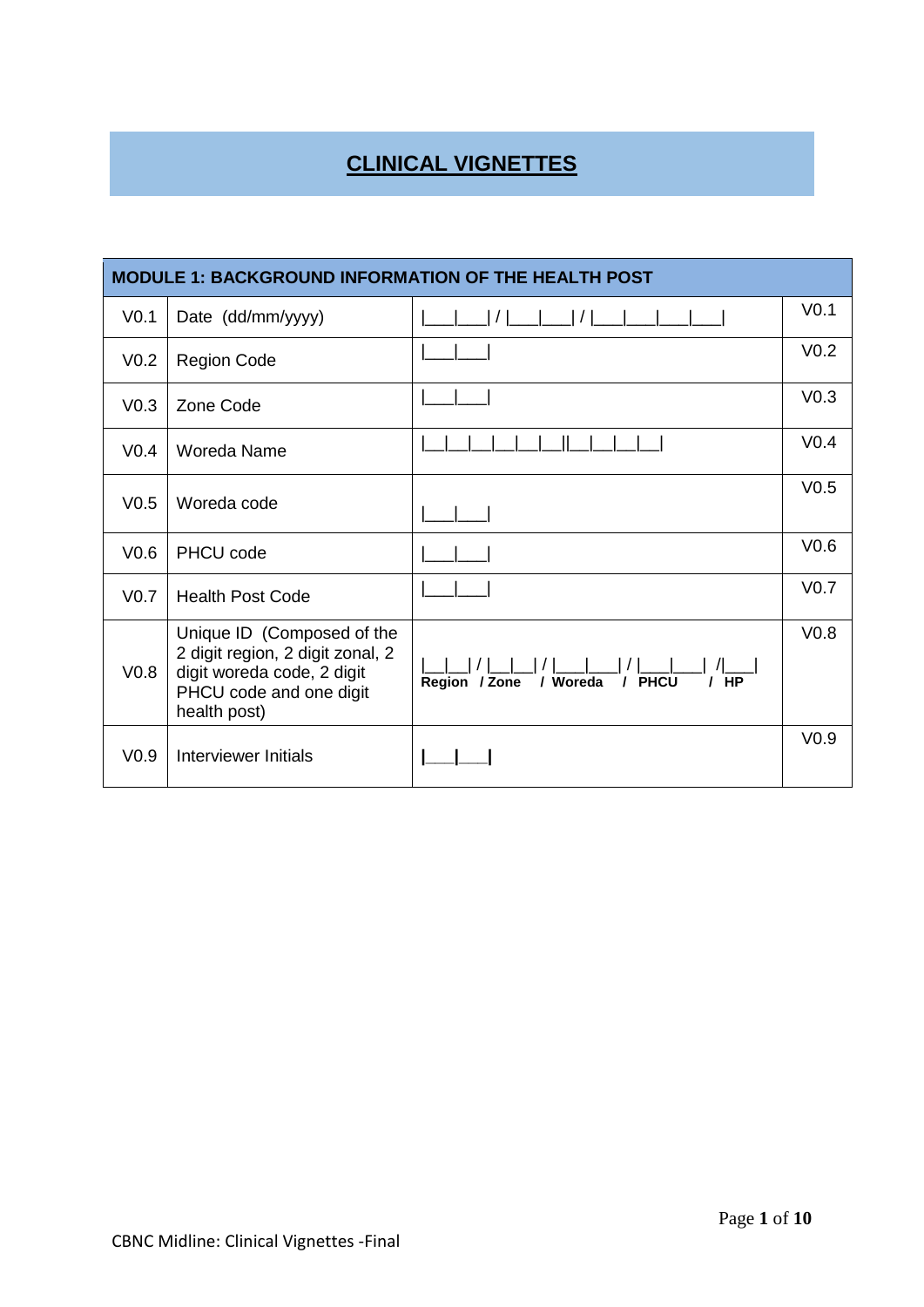# CLINICAL VIGNETTES

| MODULE 1: BACKGROUND INFORMATION OF THE HEALTH POST | | | |
|---|---|---|---|
| V0.1 | Date (dd/mm/yyyy) | &#124;___&#124;___&#124; / &#124;___&#124;___&#124; / &#124;___&#124;___&#124;___&#124;___&#124; | V0.1 |
| V0.2 | Region Code | &#124;___&#124;___&#124; | V0.2 |
| V0.3 | Zone Code | &#124;___&#124;___&#124; | V0.3 |
| V0.4 | Woreda Name | &#124;__&#124;__&#124;__&#124;__&#124;__&#124;__&#124;&#124;__&#124;__&#124;__&#124;__&#124;__&#124; | V0.4 |
| V0.5 | Woreda code | &#124;___&#124;___&#124; | V0.5 |
| V0.6 | PHCU code | &#124;___&#124;___&#124; | V0.6 |
| V0.7 | Health Post Code | &#124;___&#124;___&#124; | V0.7 |
| V0.8 | Unique ID (Composed of the 2 digit region, 2 digit zonal, 2 digit woreda code, 2 digit PHCU code and one digit health post) | &#124;__&#124;__&#124; / &#124;__&#124;__&#124; / &#124;___&#124;___&#124; / &#124;___&#124;___&#124; /&#124;___&#124; **Region / Zone / Woreda / PHCU / HP** | V0.8 |
| V0.9 | Interviewer Initials | &#124;___&#124;___&#124; | V0.9 |

CBNC Midline: Clinical Vignettes -Final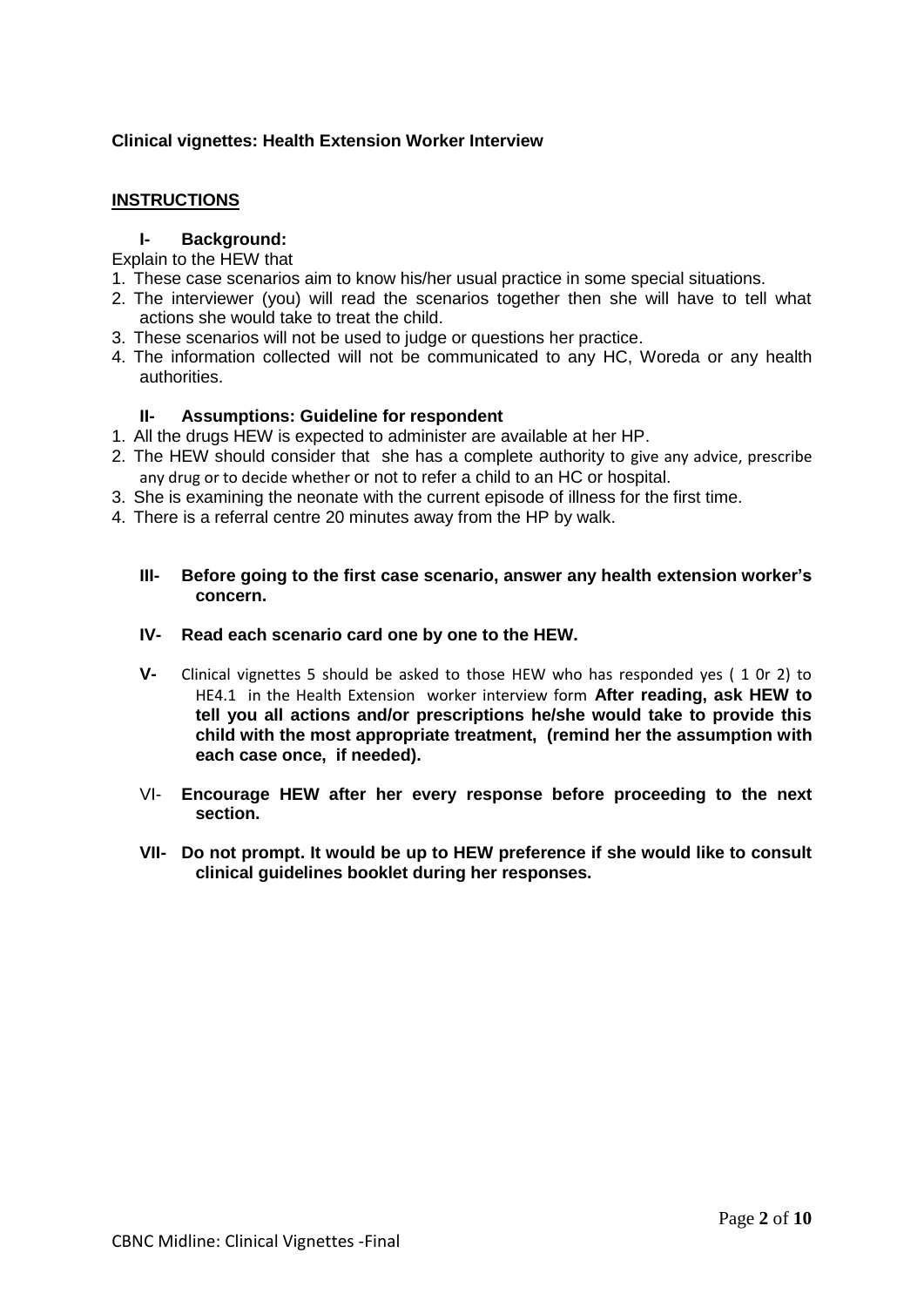**Clinical vignettes: Health Extension Worker Interview**

**INSTRUCTIONS**

**I- Background:**

Explain to the HEW that

1. These case scenarios aim to know his/her usual practice in some special situations.
2. The interviewer (you) will read the scenarios together then she will have to tell what actions she would take to treat the child.
3. These scenarios will not be used to judge or questions her practice.
4. The information collected will not be communicated to any HC, Woreda or any health authorities.

**II- Assumptions: Guideline for respondent**

1. All the drugs HEW is expected to administer are available at her HP.
2. The HEW should consider that she has a complete authority to give any advice, prescribe any drug or to decide whether or not to refer a child to an HC or hospital.
3. She is examining the neonate with the current episode of illness for the first time.
4. There is a referral centre 20 minutes away from the HP by walk.

**III- Before going to the first case scenario, answer any health extension worker's concern.**

**IV- Read each scenario card one by one to the HEW.**

**V-** Clinical vignettes 5 should be asked to those HEW who has responded yes ( 1 0r 2) to HE4.1 in the Health Extension worker interview form **After reading, ask HEW to tell you all actions and/or prescriptions he/she would take to provide this child with the most appropriate treatment, (remind her the assumption with each case once, if needed).**

VI- **Encourage HEW after her every response before proceeding to the next section.**

**VII- Do not prompt. It would be up to HEW preference if she would like to consult clinical guidelines booklet during her responses.**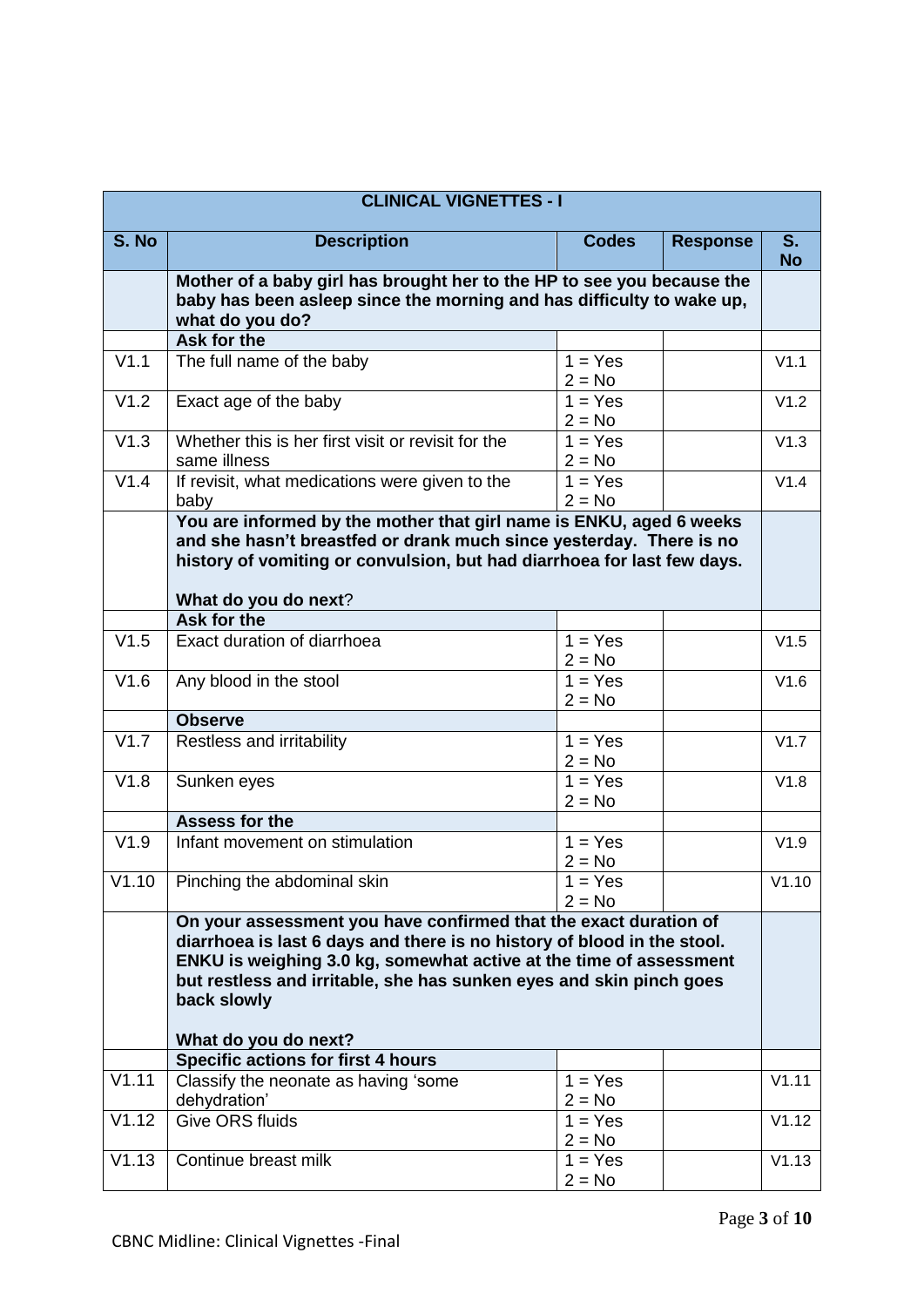| CLINICAL VIGNETTES - I | | | | |
|---|---|---|---|---|
| **S. No** | **Description** | **Codes** | **Response** | **S. No** |
| | **Mother of a baby girl has brought her to the HP to see you because the baby has been asleep since the morning and has difficulty to wake up, what do you do?** | | | |
| | **Ask for the** | | | |
| V1.1 | The full name of the baby | 1 = Yes<br>2 = No | | V1.1 |
| V1.2 | Exact age of the baby | 1 = Yes<br>2 = No | | V1.2 |
| V1.3 | Whether this is her first visit or revisit for the same illness | 1 = Yes<br>2 = No | | V1.3 |
| V1.4 | If revisit, what medications were given to the baby | 1 = Yes<br>2 = No | | V1.4 |
| | **You are informed by the mother that girl name is ENKU, aged 6 weeks and she hasn't breastfed or drank much since yesterday. There is no history of vomiting or convulsion, but had diarrhoea for last few days.**<br><br>**What do you do next?** | | | |
| | **Ask for the** | | | |
| V1.5 | Exact duration of diarrhoea | 1 = Yes<br>2 = No | | V1.5 |
| V1.6 | Any blood in the stool | 1 = Yes<br>2 = No | | V1.6 |
| | **Observe** | | | |
| V1.7 | Restless and irritability | 1 = Yes<br>2 = No | | V1.7 |
| V1.8 | Sunken eyes | 1 = Yes<br>2 = No | | V1.8 |
| | **Assess for the** | | | |
| V1.9 | Infant movement on stimulation | 1 = Yes<br>2 = No | | V1.9 |
| V1.10 | Pinching the abdominal skin | 1 = Yes<br>2 = No | | V1.10 |
| | **On your assessment you have confirmed that the exact duration of diarrhoea is last 6 days and there is no history of blood in the stool. ENKU is weighing 3.0 kg, somewhat active at the time of assessment but restless and irritable, she has sunken eyes and skin pinch goes back slowly**<br><br>**What do you do next?** | | | |
| | **Specific actions for first 4 hours** | | | |
| V1.11 | Classify the neonate as having 'some dehydration' | 1 = Yes<br>2 = No | | V1.11 |
| V1.12 | Give ORS fluids | 1 = Yes<br>2 = No | | V1.12 |
| V1.13 | Continue breast milk | 1 = Yes<br>2 = No | | V1.13 |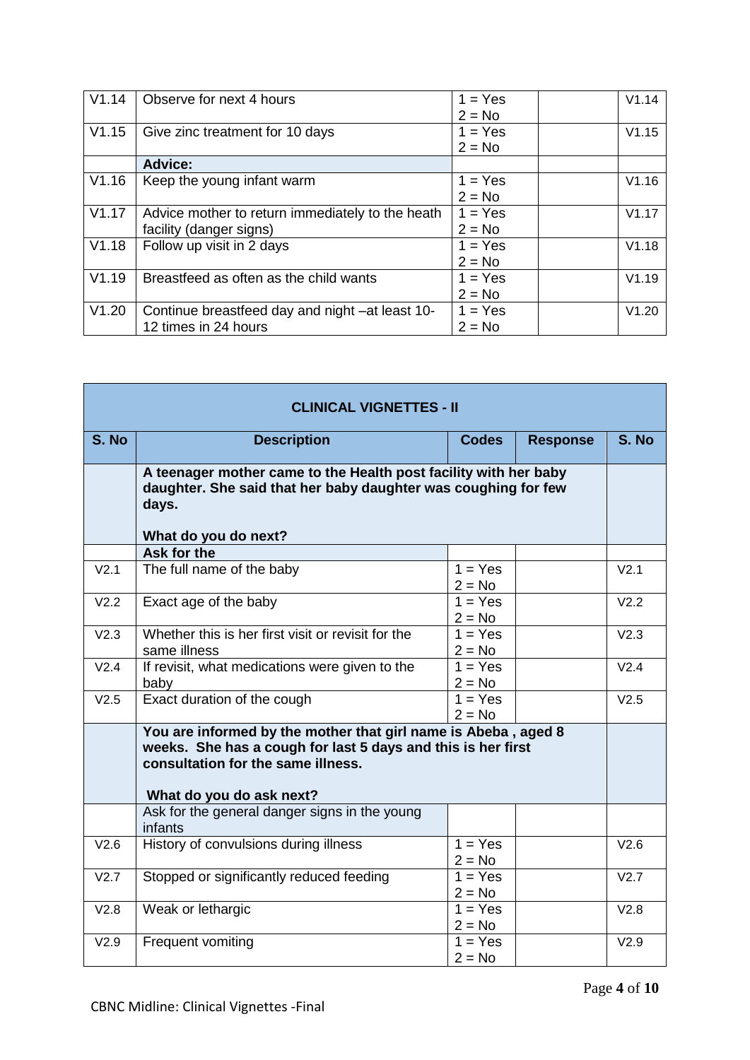| | | | | |
|---|---|---|---|---|
| V1.14 | Observe for next 4 hours | 1 = Yes<br>2 = No | | V1.14 |
| V1.15 | Give zinc treatment for 10 days | 1 = Yes<br>2 = No | | V1.15 |
| | **Advice:** | | | |
| V1.16 | Keep the young infant warm | 1 = Yes<br>2 = No | | V1.16 |
| V1.17 | Advice mother to return immediately to the heath facility (danger signs) | 1 = Yes<br>2 = No | | V1.17 |
| V1.18 | Follow up visit in 2 days | 1 = Yes<br>2 = No | | V1.18 |
| V1.19 | Breastfeed as often as the child wants | 1 = Yes<br>2 = No | | V1.19 |
| V1.20 | Continue breastfeed day and night –at least 10-12 times in 24 hours | 1 = Yes<br>2 = No | | V1.20 |

**CLINICAL VIGNETTES - II**

| S. No | Description | Codes | Response | S. No |
|---|---|---|---|---|
| | **A teenager mother came to the Health post facility with her baby daughter. She said that her baby daughter was coughing for few days.**<br><br>**What do you do next?** | | | |
| | **Ask for the** | | | |
| V2.1 | The full name of the baby | 1 = Yes<br>2 = No | | V2.1 |
| V2.2 | Exact age of the baby | 1 = Yes<br>2 = No | | V2.2 |
| V2.3 | Whether this is her first visit or revisit for the same illness | 1 = Yes<br>2 = No | | V2.3 |
| V2.4 | If revisit, what medications were given to the baby | 1 = Yes<br>2 = No | | V2.4 |
| V2.5 | Exact duration of the cough | 1 = Yes<br>2 = No | | V2.5 |
| | **You are informed by the mother that girl name is Abeba , aged 8 weeks. She has a cough for last 5 days and this is her first consultation for the same illness.**<br><br>**What do you do ask next?** | | | |
| | Ask for the general danger signs in the young infants | | | |
| V2.6 | History of convulsions during illness | 1 = Yes<br>2 = No | | V2.6 |
| V2.7 | Stopped or significantly reduced feeding | 1 = Yes<br>2 = No | | V2.7 |
| V2.8 | Weak or lethargic | 1 = Yes<br>2 = No | | V2.8 |
| V2.9 | Frequent vomiting | 1 = Yes<br>2 = No | | V2.9 |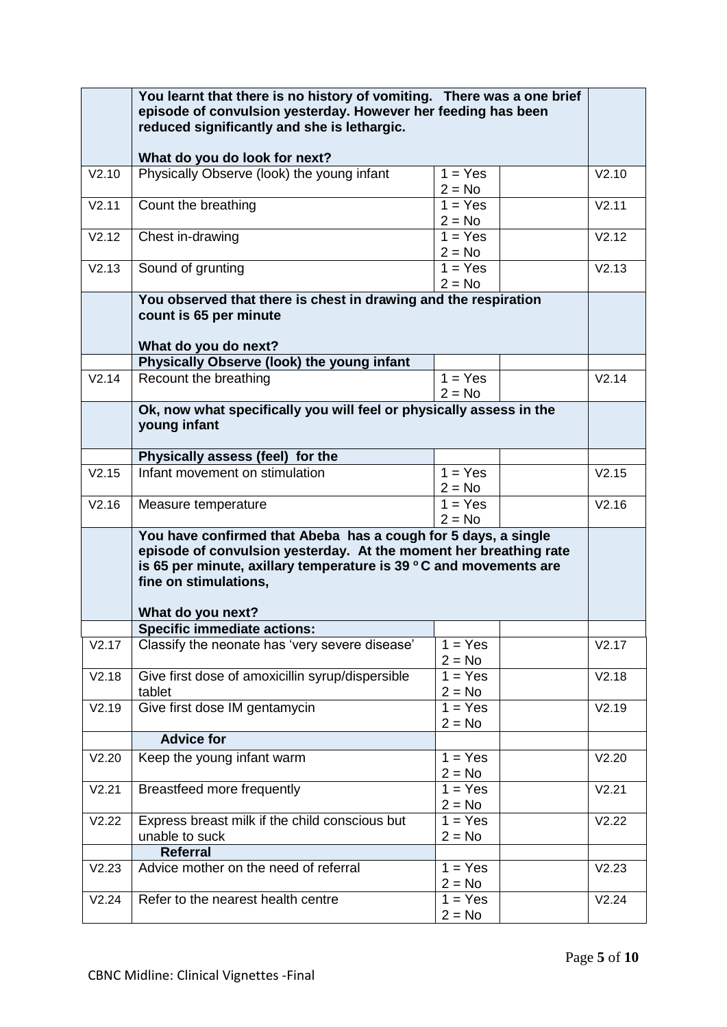| | | | | |
|---|---|---|---|---|
| | **You learnt that there is no history of vomiting. There was a one brief episode of convulsion yesterday. However her feeding has been reduced significantly and she is lethargic.**<br><br>**What do you do look for next?** | | | |
| V2.10 | Physically Observe (look) the young infant | 1 = Yes<br>2 = No | | V2.10 |
| V2.11 | Count the breathing | 1 = Yes<br>2 = No | | V2.11 |
| V2.12 | Chest in-drawing | 1 = Yes<br>2 = No | | V2.12 |
| V2.13 | Sound of grunting | 1 = Yes<br>2 = No | | V2.13 |
| | **You observed that there is chest in drawing and the respiration count is 65 per minute**<br><br>**What do you do next?** | | | |
| | **Physically Observe (look) the young infant** | | | |
| V2.14 | Recount the breathing | 1 = Yes<br>2 = No | | V2.14 |
| | **Ok, now what specifically you will feel or physically assess in the young infant** | | | |
| | **Physically assess (feel) for the** | | | |
| V2.15 | Infant movement on stimulation | 1 = Yes<br>2 = No | | V2.15 |
| V2.16 | Measure temperature | 1 = Yes<br>2 = No | | V2.16 |
| | **You have confirmed that Abeba has a cough for 5 days, a single episode of convulsion yesterday. At the moment her breathing rate is 65 per minute, axillary temperature is 39 °C and movements are fine on stimulations,**<br><br>**What do you next?** | | | |
| | **Specific immediate actions:** | | | |
| V2.17 | Classify the neonate has 'very severe disease' | 1 = Yes<br>2 = No | | V2.17 |
| V2.18 | Give first dose of amoxicillin syrup/dispersible tablet | 1 = Yes<br>2 = No | | V2.18 |
| V2.19 | Give first dose IM gentamycin | 1 = Yes<br>2 = No | | V2.19 |
| | **Advice for** | | | |
| V2.20 | Keep the young infant warm | 1 = Yes<br>2 = No | | V2.20 |
| V2.21 | Breastfeed more frequently | 1 = Yes<br>2 = No | | V2.21 |
| V2.22 | Express breast milk if the child conscious but unable to suck | 1 = Yes<br>2 = No | | V2.22 |
| | **Referral** | | | |
| V2.23 | Advice mother on the need of referral | 1 = Yes<br>2 = No | | V2.23 |
| V2.24 | Refer to the nearest health centre | 1 = Yes<br>2 = No | | V2.24 |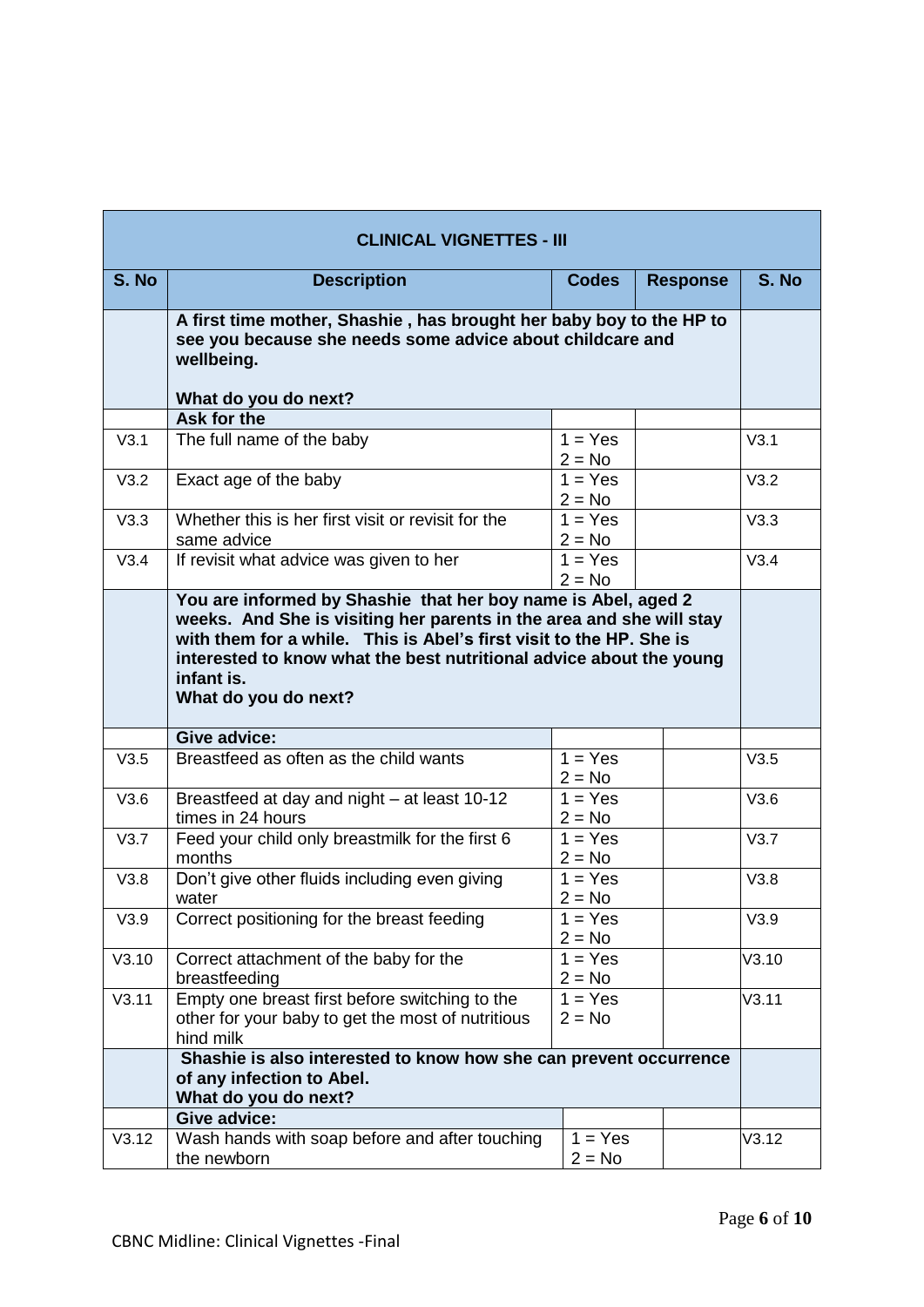| CLINICAL VIGNETTES - III | | | | |
|---|---|---|---|---|
| **S. No** | **Description** | **Codes** | **Response** | **S. No** |
| | **A first time mother, Shashie , has brought her baby boy to the HP to see you because she needs some advice about childcare and wellbeing.**<br><br>**What do you do next?** | | | |
| | **Ask for the** | | | |
| V3.1 | The full name of the baby | 1 = Yes<br>2 = No | | V3.1 |
| V3.2 | Exact age of the baby | 1 = Yes<br>2 = No | | V3.2 |
| V3.3 | Whether this is her first visit or revisit for the same advice | 1 = Yes<br>2 = No | | V3.3 |
| V3.4 | If revisit what advice was given to her | 1 = Yes<br>2 = No | | V3.4 |
| | **You are informed by Shashie that her boy name is Abel, aged 2 weeks. And She is visiting her parents in the area and she will stay with them for a while. This is Abel's first visit to the HP. She is interested to know what the best nutritional advice about the young infant is.**<br>**What do you do next?** | | | |
| | **Give advice:** | | | |
| V3.5 | Breastfeed as often as the child wants | 1 = Yes<br>2 = No | | V3.5 |
| V3.6 | Breastfeed at day and night – at least 10-12 times in 24 hours | 1 = Yes<br>2 = No | | V3.6 |
| V3.7 | Feed your child only breastmilk for the first 6 months | 1 = Yes<br>2 = No | | V3.7 |
| V3.8 | Don't give other fluids including even giving water | 1 = Yes<br>2 = No | | V3.8 |
| V3.9 | Correct positioning for the breast feeding | 1 = Yes<br>2 = No | | V3.9 |
| V3.10 | Correct attachment of the baby for the breastfeeding | 1 = Yes<br>2 = No | | V3.10 |
| V3.11 | Empty one breast first before switching to the other for your baby to get the most of nutritious hind milk | 1 = Yes<br>2 = No | | V3.11 |
| | **Shashie is also interested to know how she can prevent occurrence of any infection to Abel.**<br>**What do you do next?** | | | |
| | **Give advice:** | | | |
| V3.12 | Wash hands with soap before and after touching the newborn | 1 = Yes<br>2 = No | | V3.12 |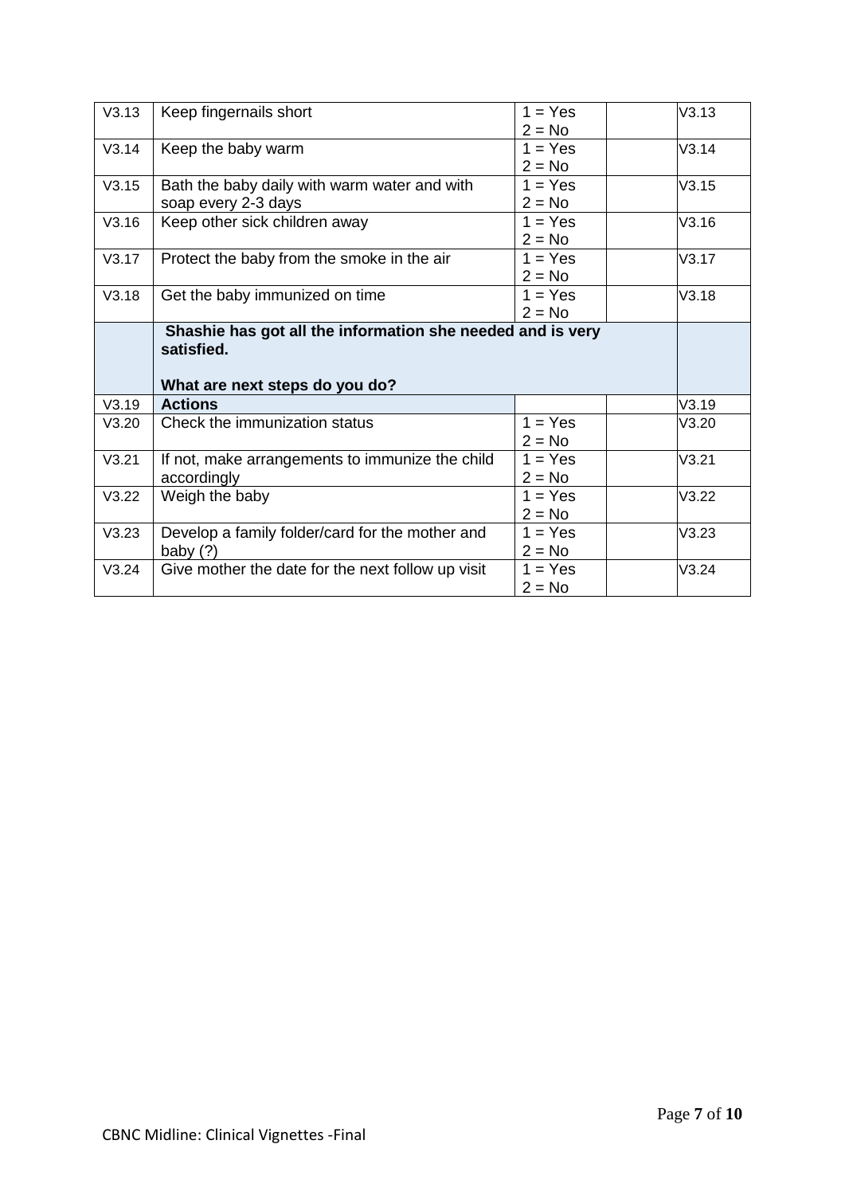| | | | | |
|---|---|---|---|---|
| V3.13 | Keep fingernails short | 1 = Yes<br>2 = No | | V3.13 |
| V3.14 | Keep the baby warm | 1 = Yes<br>2 = No | | V3.14 |
| V3.15 | Bath the baby daily with warm water and with soap every 2-3 days | 1 = Yes<br>2 = No | | V3.15 |
| V3.16 | Keep other sick children away | 1 = Yes<br>2 = No | | V3.16 |
| V3.17 | Protect the baby from the smoke in the air | 1 = Yes<br>2 = No | | V3.17 |
| V3.18 | Get the baby immunized on time | 1 = Yes<br>2 = No | | V3.18 |
| | **Shashie has got all the information she needed and is very satisfied.**<br><br>**What are next steps do you do?** | | | |
| V3.19 | **Actions** | | | V3.19 |
| V3.20 | Check the immunization status | 1 = Yes<br>2 = No | | V3.20 |
| V3.21 | If not, make arrangements to immunize the child accordingly | 1 = Yes<br>2 = No | | V3.21 |
| V3.22 | Weigh the baby | 1 = Yes<br>2 = No | | V3.22 |
| V3.23 | Develop a family folder/card for the mother and baby (?) | 1 = Yes<br>2 = No | | V3.23 |
| V3.24 | Give mother the date for the next follow up visit | 1 = Yes<br>2 = No | | V3.24 |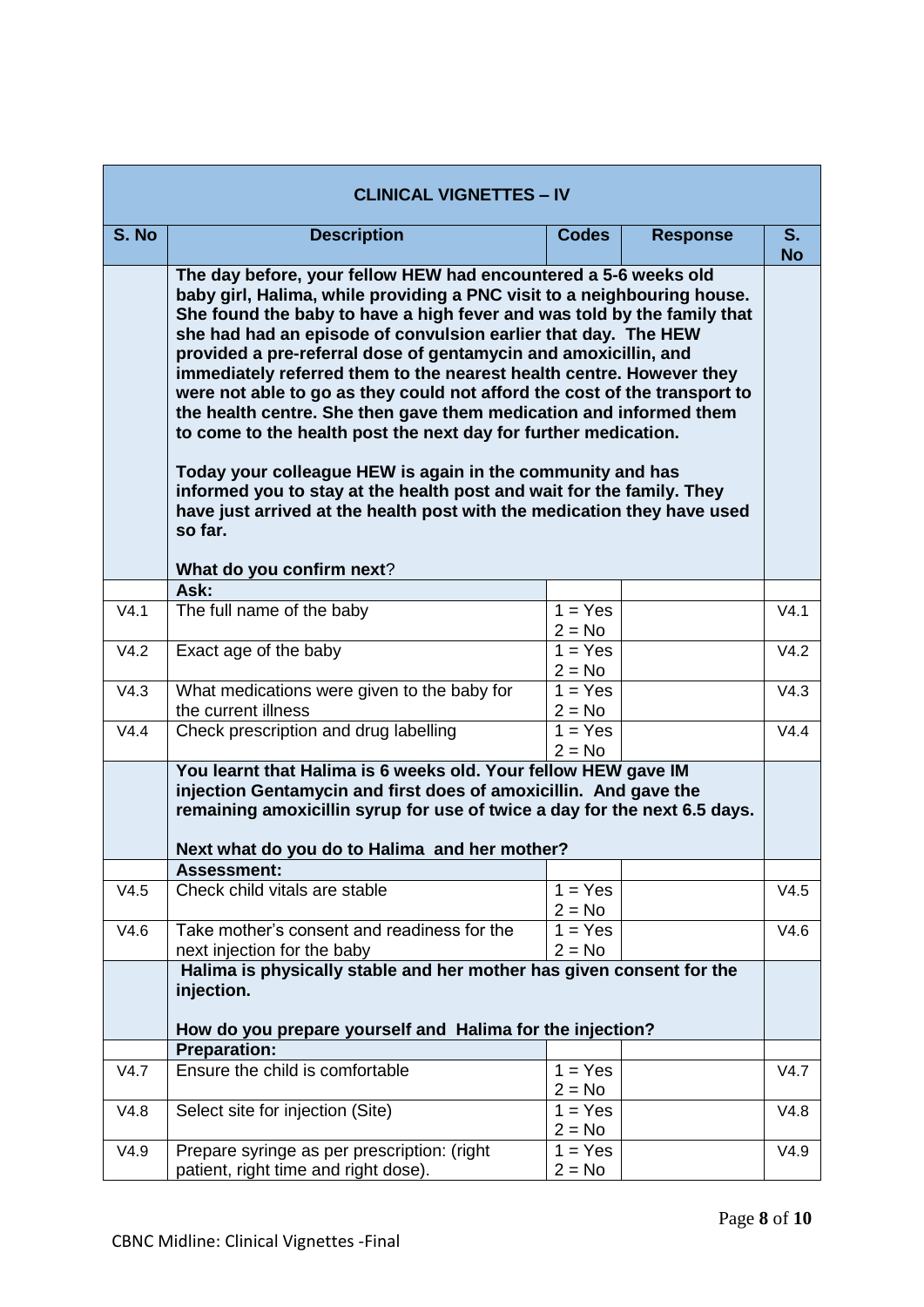| CLINICAL VIGNETTES – IV | | | | |
|---|---|---|---|---|
| **S. No** | **Description** | **Codes** | **Response** | **S. No** |
| | **The day before, your fellow HEW had encountered a 5-6 weeks old baby girl, Halima, while providing a PNC visit to a neighbouring house. She found the baby to have a high fever and was told by the family that she had had an episode of convulsion earlier that day. The HEW provided a pre-referral dose of gentamycin and amoxicillin, and immediately referred them to the nearest health centre. However they were not able to go as they could not afford the cost of the transport to the health centre. She then gave them medication and informed them to come to the health post the next day for further medication.**<br><br>**Today your colleague HEW is again in the community and has informed you to stay at the health post and wait for the family. They have just arrived at the health post with the medication they have used so far.**<br><br>**What do you confirm next**? | | | |
| | **Ask:** | | | |
| V4.1 | The full name of the baby | 1 = Yes<br>2 = No | | V4.1 |
| V4.2 | Exact age of the baby | 1 = Yes<br>2 = No | | V4.2 |
| V4.3 | What medications were given to the baby for the current illness | 1 = Yes<br>2 = No | | V4.3 |
| V4.4 | Check prescription and drug labelling | 1 = Yes<br>2 = No | | V4.4 |
| | **You learnt that Halima is 6 weeks old. Your fellow HEW gave IM injection Gentamycin and first does of amoxicillin. And gave the remaining amoxicillin syrup for use of twice a day for the next 6.5 days.**<br><br>**Next what do you do to Halima and her mother?** | | | |
| | **Assessment:** | | | |
| V4.5 | Check child vitals are stable | 1 = Yes<br>2 = No | | V4.5 |
| V4.6 | Take mother's consent and readiness for the next injection for the baby | 1 = Yes<br>2 = No | | V4.6 |
| | **Halima is physically stable and her mother has given consent for the injection.**<br><br>**How do you prepare yourself and Halima for the injection?** | | | |
| | **Preparation:** | | | |
| V4.7 | Ensure the child is comfortable | 1 = Yes<br>2 = No | | V4.7 |
| V4.8 | Select site for injection (Site) | 1 = Yes<br>2 = No | | V4.8 |
| V4.9 | Prepare syringe as per prescription: (right patient, right time and right dose). | 1 = Yes<br>2 = No | | V4.9 |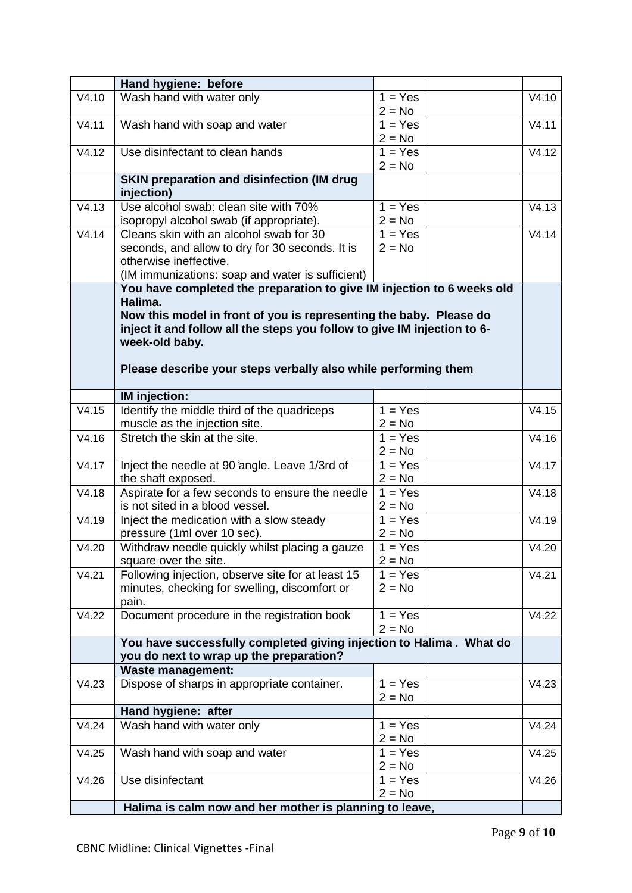| | | | | |
|---|---|---|---|---|
| | **Hand hygiene: before** | | | |
| V4.10 | Wash hand with water only | 1 = Yes<br>2 = No | | V4.10 |
| V4.11 | Wash hand with soap and water | 1 = Yes<br>2 = No | | V4.11 |
| V4.12 | Use disinfectant to clean hands | 1 = Yes<br>2 = No | | V4.12 |
| | **SKIN preparation and disinfection (IM drug injection)** | | | |
| V4.13 | Use alcohol swab: clean site with 70% isopropyl alcohol swab (if appropriate). | 1 = Yes<br>2 = No | | V4.13 |
| V4.14 | Cleans skin with an alcohol swab for 30 seconds, and allow to dry for 30 seconds. It is otherwise ineffective.<br>(IM immunizations: soap and water is sufficient) | 1 = Yes<br>2 = No | | V4.14 |
| | **You have completed the preparation to give IM injection to 6 weeks old Halima.<br>Now this model in front of you is representing the baby. Please do inject it and follow all the steps you follow to give IM injection to 6-week-old baby.<br><br>Please describe your steps verbally also while performing them** | | | |
| | **IM injection:** | | | |
| V4.15 | Identify the middle third of the quadriceps muscle as the injection site. | 1 = Yes<br>2 = No | | V4.15 |
| V4.16 | Stretch the skin at the site. | 1 = Yes<br>2 = No | | V4.16 |
| V4.17 | Inject the needle at 90°angle. Leave 1/3rd of the shaft exposed. | 1 = Yes<br>2 = No | | V4.17 |
| V4.18 | Aspirate for a few seconds to ensure the needle is not sited in a blood vessel. | 1 = Yes<br>2 = No | | V4.18 |
| V4.19 | Inject the medication with a slow steady pressure (1ml over 10 sec). | 1 = Yes<br>2 = No | | V4.19 |
| V4.20 | Withdraw needle quickly whilst placing a gauze square over the site. | 1 = Yes<br>2 = No | | V4.20 |
| V4.21 | Following injection, observe site for at least 15 minutes, checking for swelling, discomfort or pain. | 1 = Yes<br>2 = No | | V4.21 |
| V4.22 | Document procedure in the registration book | 1 = Yes<br>2 = No | | V4.22 |
| | **You have successfully completed giving injection to Halima . What do you do next to wrap up the preparation?** | | | |
| | **Waste management:** | | | |
| V4.23 | Dispose of sharps in appropriate container. | 1 = Yes<br>2 = No | | V4.23 |
| | **Hand hygiene: after** | | | |
| V4.24 | Wash hand with water only | 1 = Yes<br>2 = No | | V4.24 |
| V4.25 | Wash hand with soap and water | 1 = Yes<br>2 = No | | V4.25 |
| V4.26 | Use disinfectant | 1 = Yes<br>2 = No | | V4.26 |
| | **Halima is calm now and her mother is planning to leave,** | | | |

CBNC Midline: Clinical Vignettes -Final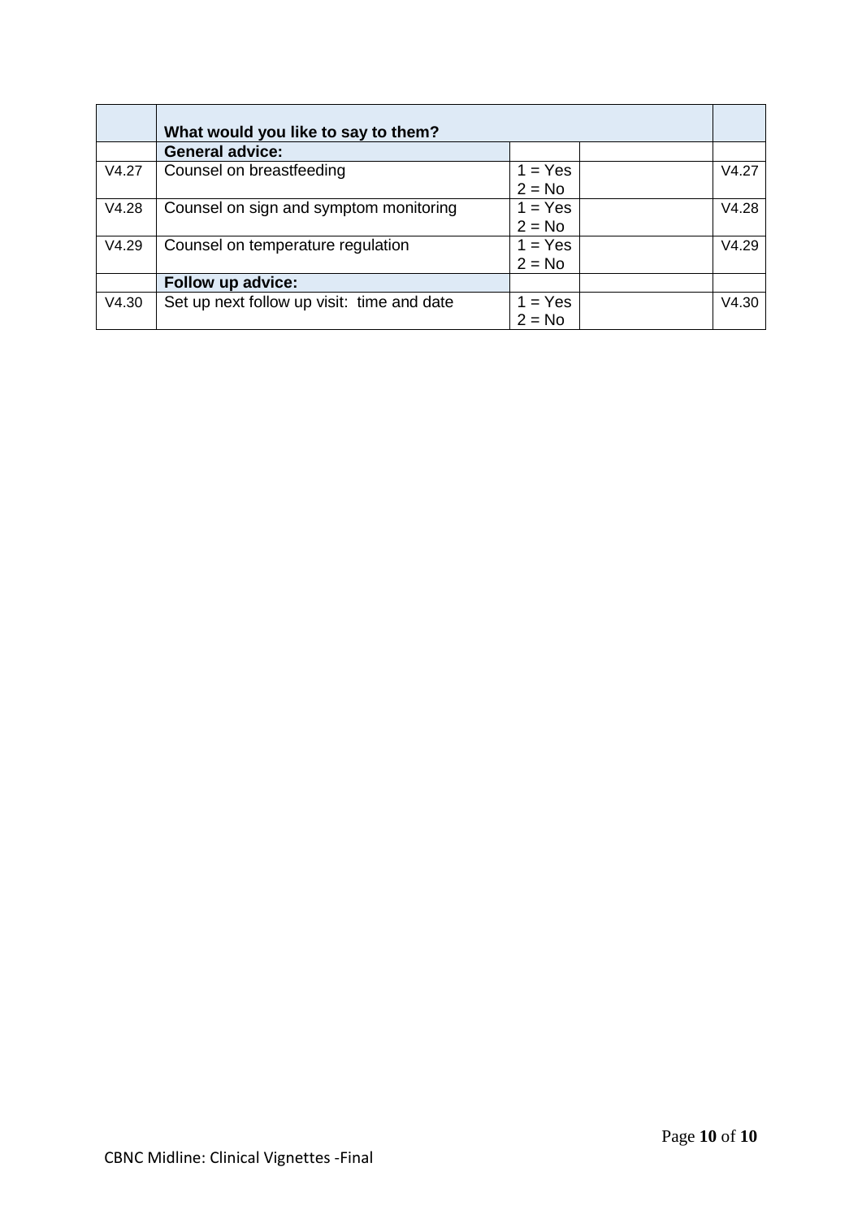| | What would you like to say to them? | | | |
|---|---|---|---|---|
| | **General advice:** | | | |
| V4.27 | Counsel on breastfeeding | 1 = Yes<br>2 = No | | V4.27 |
| V4.28 | Counsel on sign and symptom monitoring | 1 = Yes<br>2 = No | | V4.28 |
| V4.29 | Counsel on temperature regulation | 1 = Yes<br>2 = No | | V4.29 |
| | **Follow up advice:** | | | |
| V4.30 | Set up next follow up visit: time and date | 1 = Yes<br>2 = No | | V4.30 |